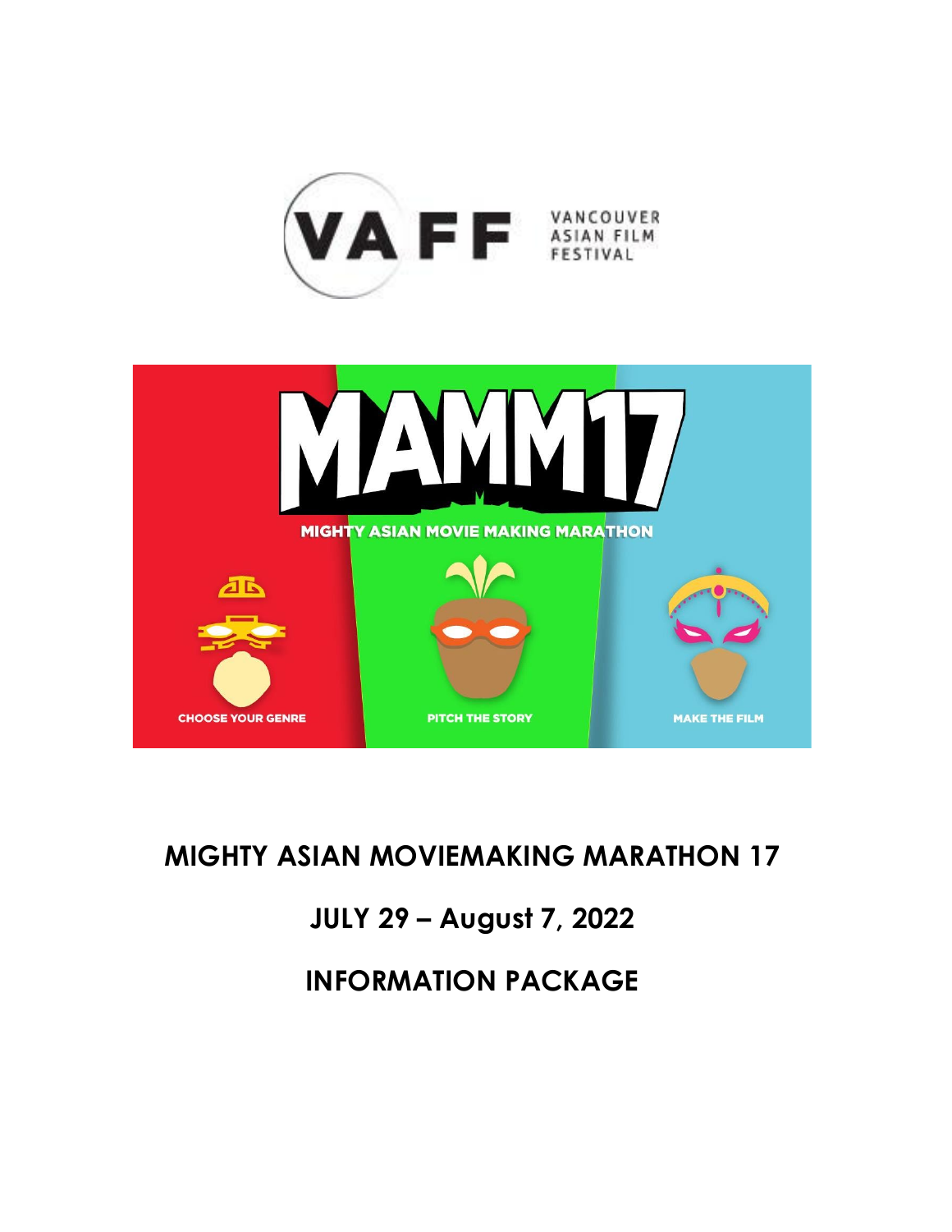VANCOUVER ASIAN FILM FESTIVAL

# MIGHTY ASIAN MOVIEMAKING MARATHON 17

## JULY 29 – August 7, 2022

## INFORMATION PACKAGE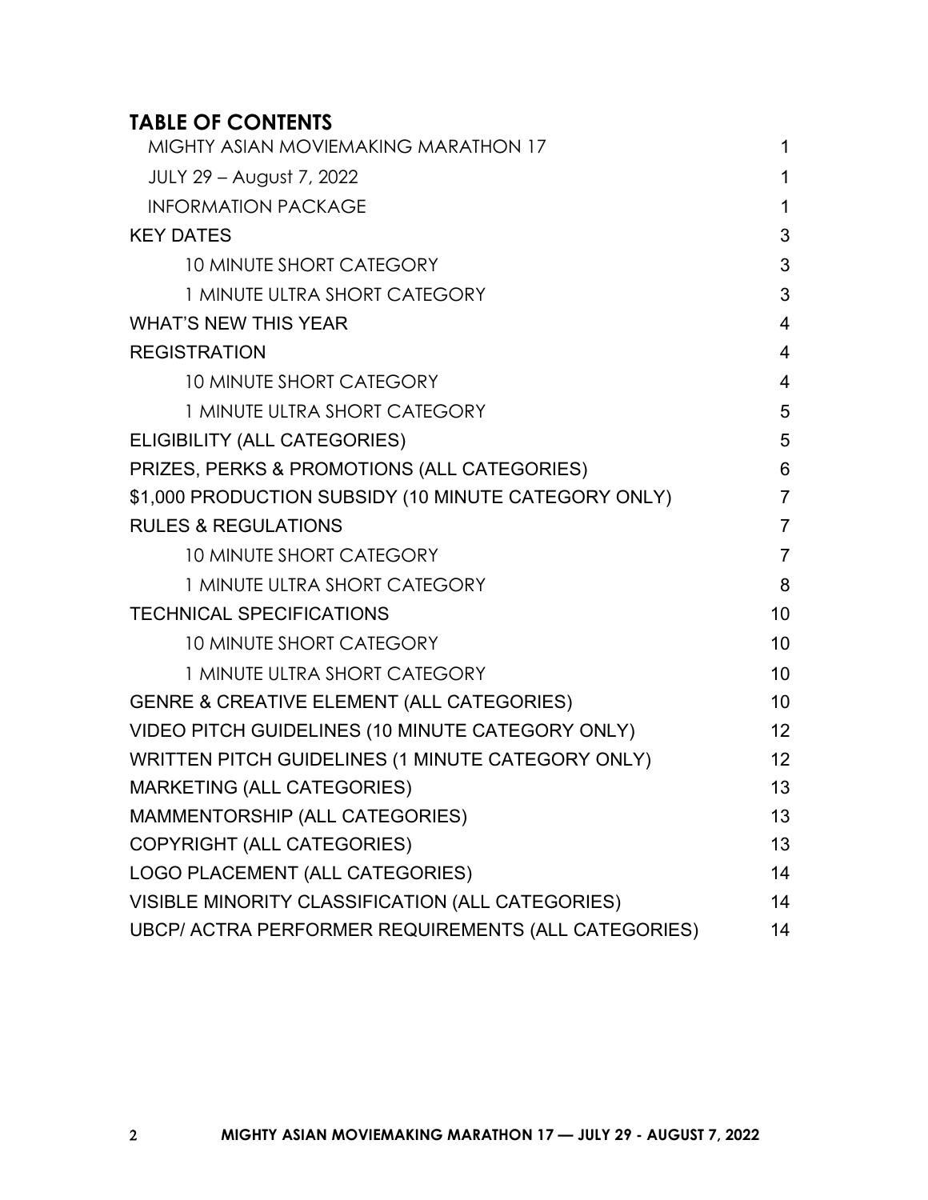## TABLE OF CONTENTS

| | |
|---|---|
| MIGHTY ASIAN MOVIEMAKING MARATHON 17 | 1 |
| JULY 29 – August 7, 2022 | 1 |
| INFORMATION PACKAGE | 1 |
| KEY DATES | 3 |
| 10 MINUTE SHORT CATEGORY | 3 |
| 1 MINUTE ULTRA SHORT CATEGORY | 3 |
| WHAT'S NEW THIS YEAR | 4 |
| REGISTRATION | 4 |
| 10 MINUTE SHORT CATEGORY | 4 |
| 1 MINUTE ULTRA SHORT CATEGORY | 5 |
| ELIGIBILITY (ALL CATEGORIES) | 5 |
| PRIZES, PERKS & PROMOTIONS (ALL CATEGORIES) | 6 |
| $1,000 PRODUCTION SUBSIDY (10 MINUTE CATEGORY ONLY) | 7 |
| RULES & REGULATIONS | 7 |
| 10 MINUTE SHORT CATEGORY | 7 |
| 1 MINUTE ULTRA SHORT CATEGORY | 8 |
| TECHNICAL SPECIFICATIONS | 10 |
| 10 MINUTE SHORT CATEGORY | 10 |
| 1 MINUTE ULTRA SHORT CATEGORY | 10 |
| GENRE & CREATIVE ELEMENT (ALL CATEGORIES) | 10 |
| VIDEO PITCH GUIDELINES (10 MINUTE CATEGORY ONLY) | 12 |
| WRITTEN PITCH GUIDELINES (1 MINUTE CATEGORY ONLY) | 12 |
| MARKETING (ALL CATEGORIES) | 13 |
| MAMMENTORSHIP (ALL CATEGORIES) | 13 |
| COPYRIGHT (ALL CATEGORIES) | 13 |
| LOGO PLACEMENT (ALL CATEGORIES) | 14 |
| VISIBLE MINORITY CLASSIFICATION (ALL CATEGORIES) | 14 |
| UBCP/ ACTRA PERFORMER REQUIREMENTS (ALL CATEGORIES) | 14 |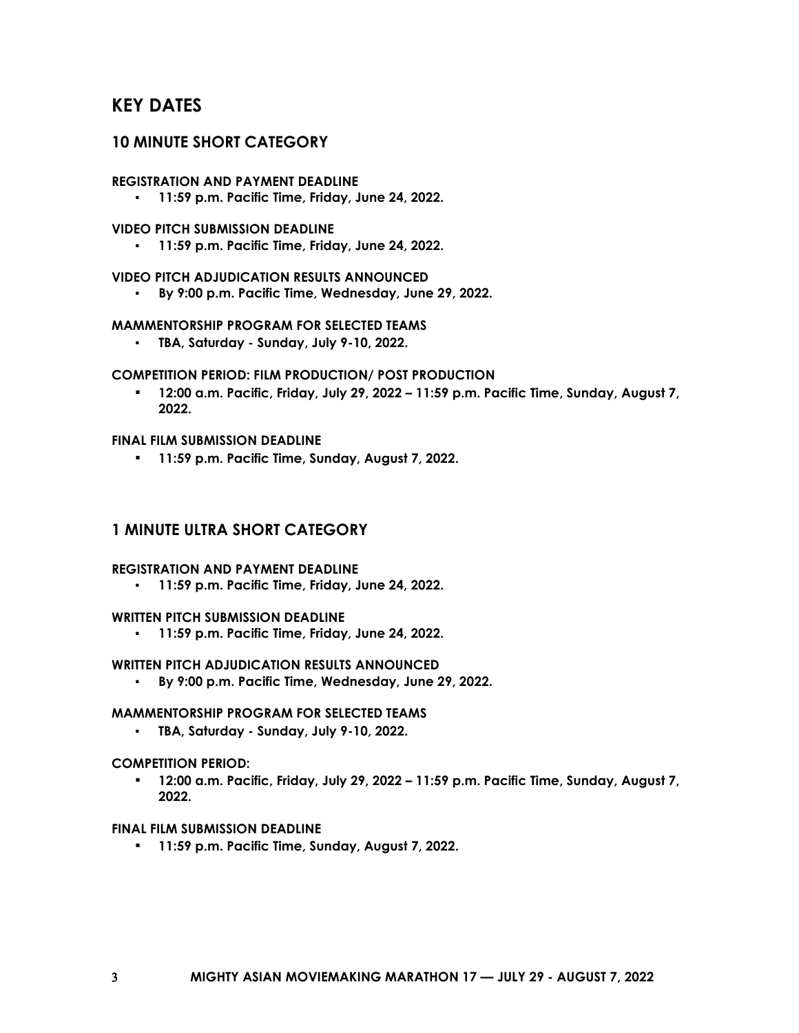# KEY DATES

## 10 MINUTE SHORT CATEGORY

**REGISTRATION AND PAYMENT DEADLINE**

- **11:59 p.m. Pacific Time, Friday, June 24, 2022.**

**VIDEO PITCH SUBMISSION DEADLINE**

- **11:59 p.m. Pacific Time, Friday, June 24, 2022.**

**VIDEO PITCH ADJUDICATION RESULTS ANNOUNCED**

- **By 9:00 p.m. Pacific Time, Wednesday, June 29, 2022.**

**MAMMENTORSHIP PROGRAM FOR SELECTED TEAMS**

- **TBA, Saturday - Sunday, July 9-10, 2022.**

**COMPETITION PERIOD: FILM PRODUCTION/ POST PRODUCTION**

- **12:00 a.m. Pacific, Friday, July 29, 2022 – 11:59 p.m. Pacific Time, Sunday, August 7, 2022.**

**FINAL FILM SUBMISSION DEADLINE**

- **11:59 p.m. Pacific Time, Sunday, August 7, 2022.**

## 1 MINUTE ULTRA SHORT CATEGORY

**REGISTRATION AND PAYMENT DEADLINE**

- **11:59 p.m. Pacific Time, Friday, June 24, 2022.**

**WRITTEN PITCH SUBMISSION DEADLINE**

- **11:59 p.m. Pacific Time, Friday, June 24, 2022.**

**WRITTEN PITCH ADJUDICATION RESULTS ANNOUNCED**

- **By 9:00 p.m. Pacific Time, Wednesday, June 29, 2022.**

**MAMMENTORSHIP PROGRAM FOR SELECTED TEAMS**

- **TBA, Saturday - Sunday, July 9-10, 2022.**

**COMPETITION PERIOD:**

- **12:00 a.m. Pacific, Friday, July 29, 2022 – 11:59 p.m. Pacific Time, Sunday, August 7, 2022.**

**FINAL FILM SUBMISSION DEADLINE**

- **11:59 p.m. Pacific Time, Sunday, August 7, 2022.**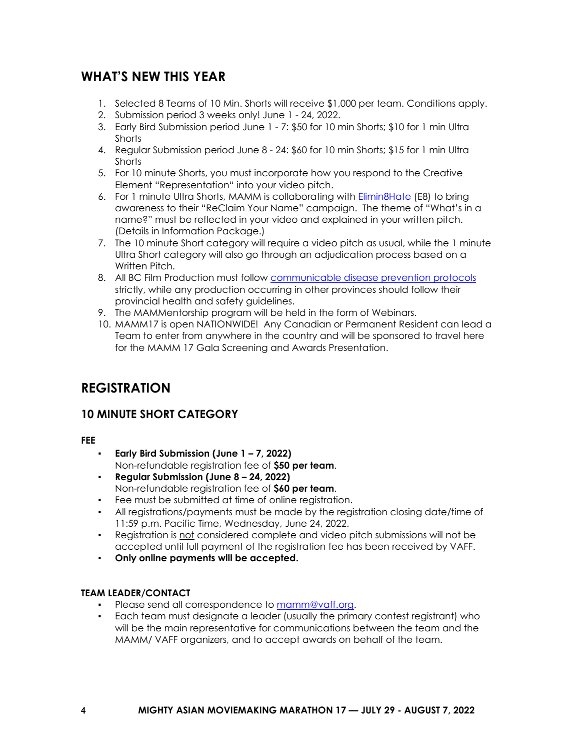## WHAT'S NEW THIS YEAR

1. Selected 8 Teams of 10 Min. Shorts will receive $1,000 per team. Conditions apply.
2. Submission period 3 weeks only! June 1 - 24, 2022.
3. Early Bird Submission period June 1 - 7: $50 for 10 min Shorts; $10 for 1 min Ultra Shorts
4. Regular Submission period June 8 - 24: $60 for 10 min Shorts; $15 for 1 min Ultra Shorts
5. For 10 minute Shorts, you must incorporate how you respond to the Creative Element "Representation" into your video pitch.
6. For 1 minute Ultra Shorts, MAMM is collaborating with Elimin8Hate (E8) to bring awareness to their "ReClaim Your Name" campaign. The theme of "What's in a name?" must be reflected in your video and explained in your written pitch. (Details in Information Package.)
7. The 10 minute Short category will require a video pitch as usual, while the 1 minute Ultra Short category will also go through an adjudication process based on a Written Pitch.
8. All BC Film Production must follow communicable disease prevention protocols strictly, while any production occurring in other provinces should follow their provincial health and safety guidelines.
9. The MAMMentorship program will be held in the form of Webinars.
10. MAMM17 is open NATIONWIDE! Any Canadian or Permanent Resident can lead a Team to enter from anywhere in the country and will be sponsored to travel here for the MAMM 17 Gala Screening and Awards Presentation.

## REGISTRATION

### 10 MINUTE SHORT CATEGORY

**FEE**

- **Early Bird Submission (June 1 – 7, 2022)**
  Non-refundable registration fee of **$50 per team**.
- **Regular Submission (June 8 – 24, 2022)**
  Non-refundable registration fee of **$60 per team**.
- Fee must be submitted at time of online registration.
- All registrations/payments must be made by the registration closing date/time of 11:59 p.m. Pacific Time, Wednesday, June 24, 2022.
- Registration is not considered complete and video pitch submissions will not be accepted until full payment of the registration fee has been received by VAFF.
- **Only online payments will be accepted.**

**TEAM LEADER/CONTACT**

- Please send all correspondence to mamm@vaff.org.
- Each team must designate a leader (usually the primary contest registrant) who will be the main representative for communications between the team and the MAMM/ VAFF organizers, and to accept awards on behalf of the team.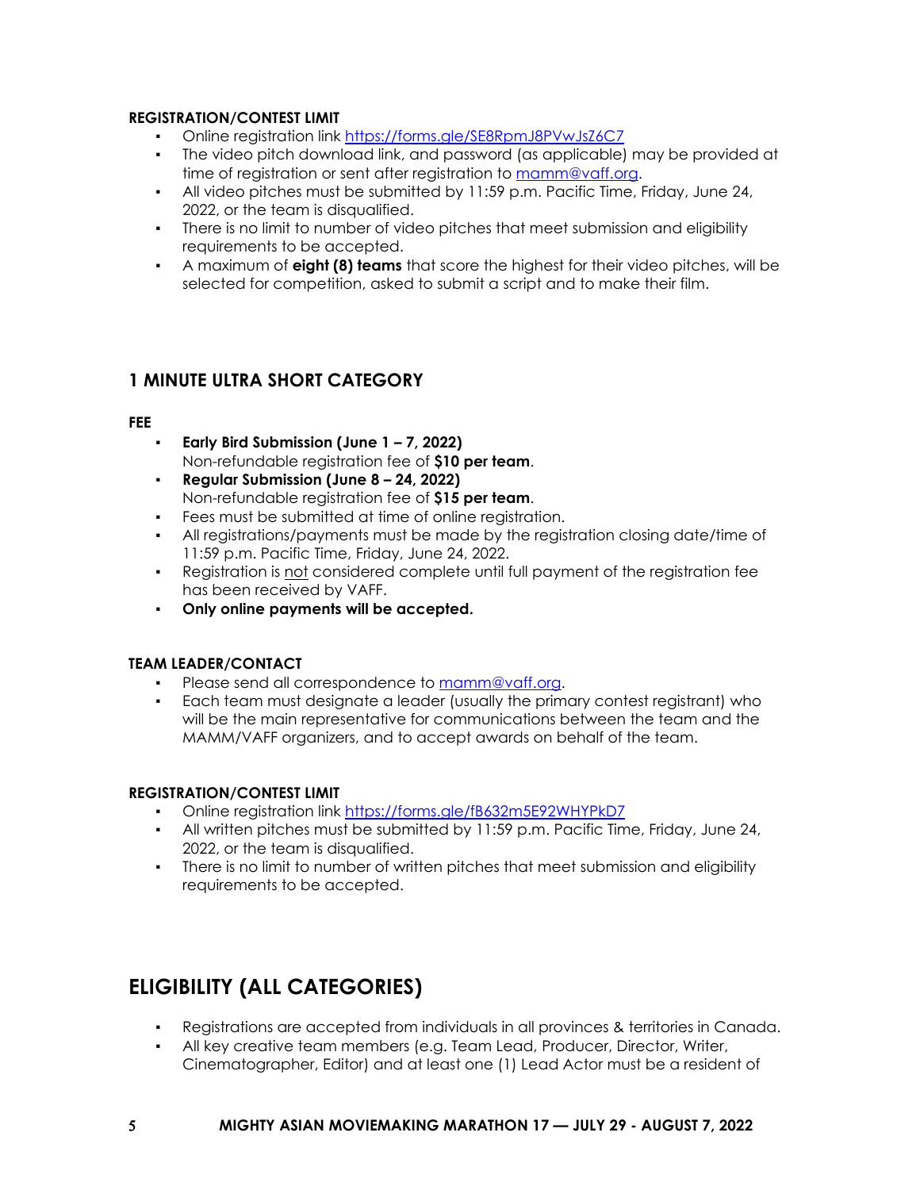#### REGISTRATION/CONTEST LIMIT

- Online registration link https://forms.gle/SE8RpmJ8PVwJsZ6C7
- The video pitch download link, and password (as applicable) may be provided at time of registration or sent after registration to mamm@vaff.org.
- All video pitches must be submitted by 11:59 p.m. Pacific Time, Friday, June 24, 2022, or the team is disqualified.
- There is no limit to number of video pitches that meet submission and eligibility requirements to be accepted.
- A maximum of **eight (8) teams** that score the highest for their video pitches, will be selected for competition, asked to submit a script and to make their film.

### 1 MINUTE ULTRA SHORT CATEGORY

#### FEE

- **Early Bird Submission (June 1 – 7, 2022)**
  Non-refundable registration fee of **$10 per team**.
- **Regular Submission (June 8 – 24, 2022)**
  Non-refundable registration fee of **$15 per team**.
- Fees must be submitted at time of online registration.
- All registrations/payments must be made by the registration closing date/time of 11:59 p.m. Pacific Time, Friday, June 24, 2022.
- Registration is not considered complete until full payment of the registration fee has been received by VAFF.
- **Only online payments will be accepted.**

#### TEAM LEADER/CONTACT

- Please send all correspondence to mamm@vaff.org.
- Each team must designate a leader (usually the primary contest registrant) who will be the main representative for communications between the team and the MAMM/VAFF organizers, and to accept awards on behalf of the team.

#### REGISTRATION/CONTEST LIMIT

- Online registration link https://forms.gle/fB632m5E92WHYPkD7
- All written pitches must be submitted by 11:59 p.m. Pacific Time, Friday, June 24, 2022, or the team is disqualified.
- There is no limit to number of written pitches that meet submission and eligibility requirements to be accepted.

## ELIGIBILITY (ALL CATEGORIES)

- Registrations are accepted from individuals in all provinces & territories in Canada.
- All key creative team members (e.g. Team Lead, Producer, Director, Writer, Cinematographer, Editor) and at least one (1) Lead Actor must be a resident of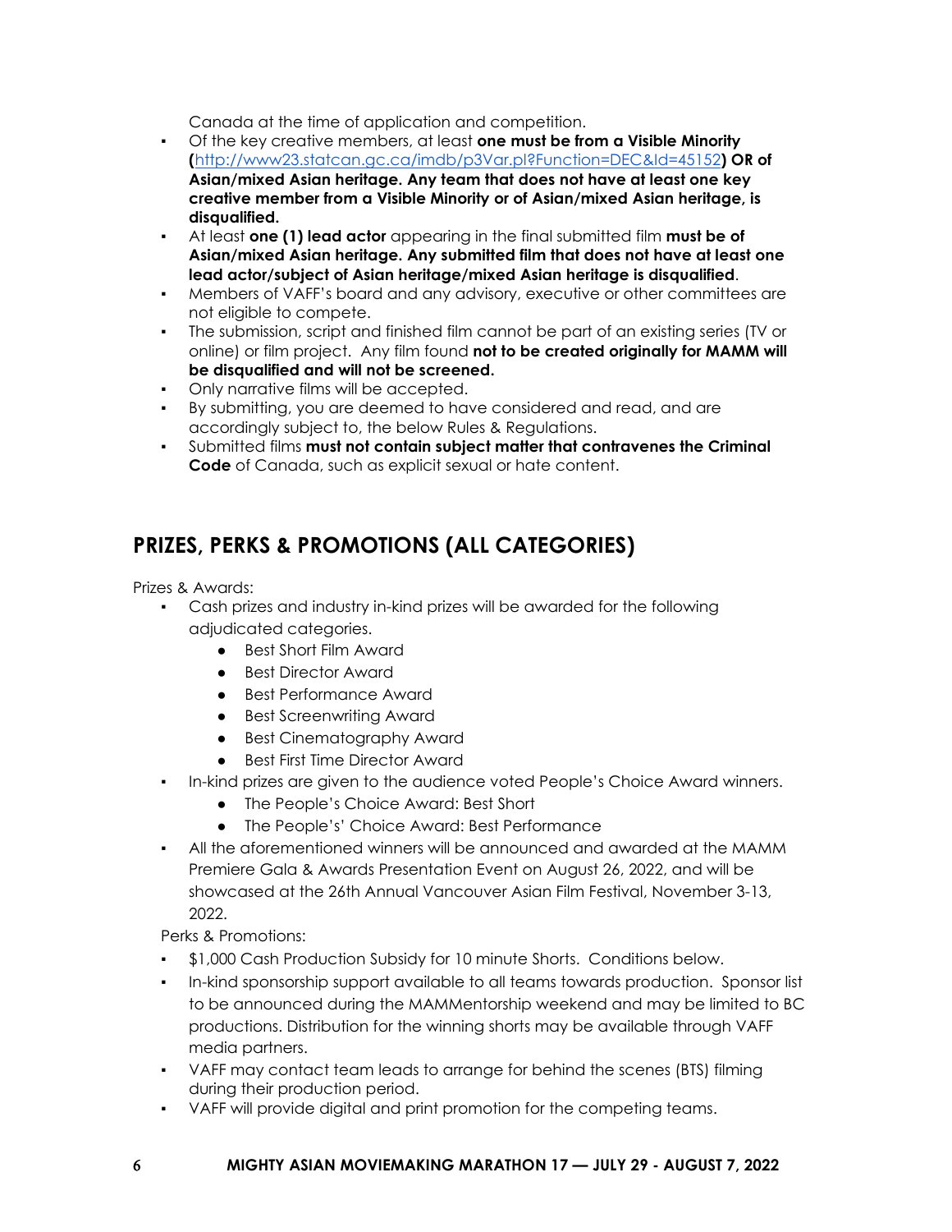Canada at the time of application and competition.

- Of the key creative members, at least **one must be from a Visible Minority (**[http://www23.statcan.gc.ca/imdb/p3Var.pl?Function=DEC&Id=45152](http://www23.statcan.gc.ca/imdb/p3Var.pl?Function=DEC&Id=45152)**) OR of Asian/mixed Asian heritage. Any team that does not have at least one key creative member from a Visible Minority or of Asian/mixed Asian heritage, is disqualified.**
- At least **one (1) lead actor** appearing in the final submitted film **must be of Asian/mixed Asian heritage. Any submitted film that does not have at least one lead actor/subject of Asian heritage/mixed Asian heritage is disqualified**.
- Members of VAFF's board and any advisory, executive or other committees are not eligible to compete.
- The submission, script and finished film cannot be part of an existing series (TV or online) or film project. Any film found **not to be created originally for MAMM will be disqualified and will not be screened.**
- Only narrative films will be accepted.
- By submitting, you are deemed to have considered and read, and are accordingly subject to, the below Rules & Regulations.
- Submitted films **must not contain subject matter that contravenes the Criminal Code** of Canada, such as explicit sexual or hate content.

## PRIZES, PERKS & PROMOTIONS (ALL CATEGORIES)

Prizes & Awards:

- Cash prizes and industry in-kind prizes will be awarded for the following adjudicated categories.
  - Best Short Film Award
  - Best Director Award
  - Best Performance Award
  - Best Screenwriting Award
  - Best Cinematography Award
  - Best First Time Director Award
- In-kind prizes are given to the audience voted People's Choice Award winners.
  - The People's Choice Award: Best Short
  - The People's' Choice Award: Best Performance
- All the aforementioned winners will be announced and awarded at the MAMM Premiere Gala & Awards Presentation Event on August 26, 2022, and will be showcased at the 26th Annual Vancouver Asian Film Festival, November 3-13, 2022.

Perks & Promotions:

- $1,000 Cash Production Subsidy for 10 minute Shorts. Conditions below.
- In-kind sponsorship support available to all teams towards production. Sponsor list to be announced during the MAMMentorship weekend and may be limited to BC productions. Distribution for the winning shorts may be available through VAFF media partners.
- VAFF may contact team leads to arrange for behind the scenes (BTS) filming during their production period.
- VAFF will provide digital and print promotion for the competing teams.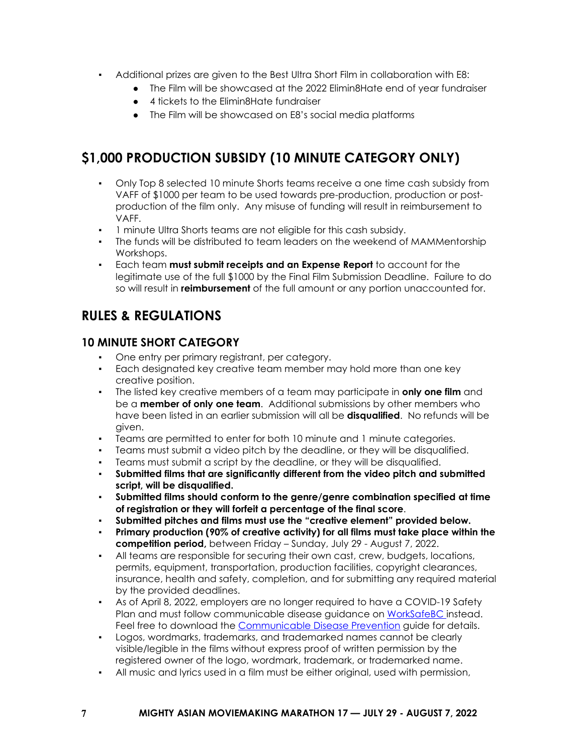- Additional prizes are given to the Best Ultra Short Film in collaboration with E8:
    - The Film will be showcased at the 2022 Elimin8Hate end of year fundraiser
    - 4 tickets to the Elimin8Hate fundraiser
    - The Film will be showcased on E8's social media platforms

## $1,000 PRODUCTION SUBSIDY (10 MINUTE CATEGORY ONLY)

- Only Top 8 selected 10 minute Shorts teams receive a one time cash subsidy from VAFF of $1000 per team to be used towards pre-production, production or post-production of the film only. Any misuse of funding will result in reimbursement to VAFF.
- 1 minute Ultra Shorts teams are not eligible for this cash subsidy.
- The funds will be distributed to team leaders on the weekend of MAMMentorship Workshops.
- Each team **must submit receipts and an Expense Report** to account for the legitimate use of the full $1000 by the Final Film Submission Deadline. Failure to do so will result in **reimbursement** of the full amount or any portion unaccounted for.

## RULES & REGULATIONS

### 10 MINUTE SHORT CATEGORY

- One entry per primary registrant, per category.
- Each designated key creative team member may hold more than one key creative position.
- The listed key creative members of a team may participate in **only one film** and be a **member of only one team**. Additional submissions by other members who have been listed in an earlier submission will all be **disqualified**. No refunds will be given.
- Teams are permitted to enter for both 10 minute and 1 minute categories.
- Teams must submit a video pitch by the deadline, or they will be disqualified.
- Teams must submit a script by the deadline, or they will be disqualified.
- **Submitted films that are significantly different from the video pitch and submitted script, will be disqualified.**
- **Submitted films should conform to the genre/genre combination specified at time of registration or they will forfeit a percentage of the final score**.
- **Submitted pitches and films must use the "creative element" provided below.**
- **Primary production (90% of creative activity) for all films must take place within the competition period,** between Friday – Sunday, July 29 - August 7, 2022.
- All teams are responsible for securing their own cast, crew, budgets, locations, permits, equipment, transportation, production facilities, copyright clearances, insurance, health and safety, completion, and for submitting any required material by the provided deadlines.
- As of April 8, 2022, employers are no longer required to have a COVID-19 Safety Plan and must follow communicable disease guidance on WorkSafeBC instead. Feel free to download the Communicable Disease Prevention guide for details.
- Logos, wordmarks, trademarks, and trademarked names cannot be clearly visible/legible in the films without express proof of written permission by the registered owner of the logo, wordmark, trademark, or trademarked name.
- All music and lyrics used in a film must be either original, used with permission,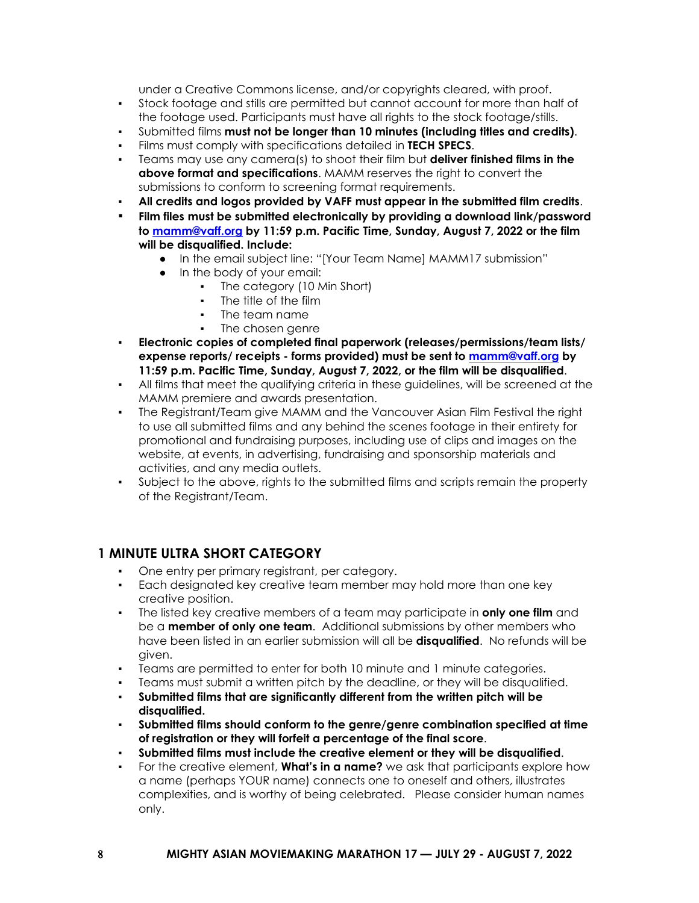under a Creative Commons license, and/or copyrights cleared, with proof.

- Stock footage and stills are permitted but cannot account for more than half of the footage used. Participants must have all rights to the stock footage/stills.
- Submitted films **must not be longer than 10 minutes (including titles and credits)**.
- Films must comply with specifications detailed in **TECH SPECS**.
- Teams may use any camera(s) to shoot their film but **deliver finished films in the above format and specifications**. MAMM reserves the right to convert the submissions to conform to screening format requirements.
- **All credits and logos provided by VAFF must appear in the submitted film credits**.
- **Film files must be submitted electronically by providing a download link/password to [mamm@vaff.org](mailto:mamm@vaff.org) by 11:59 p.m. Pacific Time, Sunday, August 7, 2022 or the film will be disqualified. Include:**
  - In the email subject line: "[Your Team Name] MAMM17 submission"
  - In the body of your email:
    - The category (10 Min Short)
    - The title of the film
    - The team name
    - The chosen genre
- **Electronic copies of completed final paperwork (releases/permissions/team lists/ expense reports/ receipts - forms provided) must be sent to [mamm@vaff.org](mailto:mamm@vaff.org) by 11:59 p.m. Pacific Time, Sunday, August 7, 2022, or the film will be disqualified**.
- All films that meet the qualifying criteria in these guidelines, will be screened at the MAMM premiere and awards presentation.
- The Registrant/Team give MAMM and the Vancouver Asian Film Festival the right to use all submitted films and any behind the scenes footage in their entirety for promotional and fundraising purposes, including use of clips and images on the website, at events, in advertising, fundraising and sponsorship materials and activities, and any media outlets.
- Subject to the above, rights to the submitted films and scripts remain the property of the Registrant/Team.

## 1 MINUTE ULTRA SHORT CATEGORY

- One entry per primary registrant, per category.
- Each designated key creative team member may hold more than one key creative position.
- The listed key creative members of a team may participate in **only one film** and be a **member of only one team**. Additional submissions by other members who have been listed in an earlier submission will all be **disqualified**. No refunds will be given.
- Teams are permitted to enter for both 10 minute and 1 minute categories.
- Teams must submit a written pitch by the deadline, or they will be disqualified.
- **Submitted films that are significantly different from the written pitch will be disqualified.**
- **Submitted films should conform to the genre/genre combination specified at time of registration or they will forfeit a percentage of the final score**.
- **Submitted films must include the creative element or they will be disqualified**.
- For the creative element, **What's in a name?** we ask that participants explore how a name (perhaps YOUR name) connects one to oneself and others, illustrates complexities, and is worthy of being celebrated. Please consider human names only.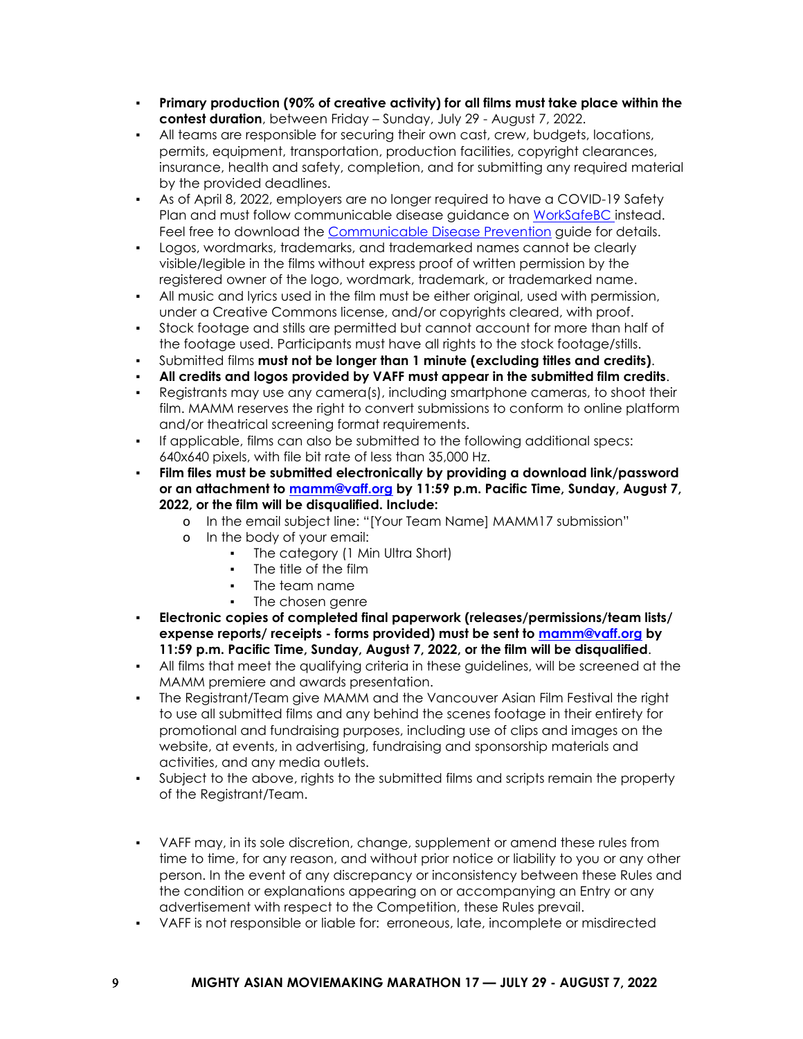- **Primary production (90% of creative activity) for all films must take place within the contest duration**, between Friday – Sunday, July 29 - August 7, 2022.
- All teams are responsible for securing their own cast, crew, budgets, locations, permits, equipment, transportation, production facilities, copyright clearances, insurance, health and safety, completion, and for submitting any required material by the provided deadlines.
- As of April 8, 2022, employers are no longer required to have a COVID-19 Safety Plan and must follow communicable disease guidance on [WorkSafeBC](WorkSafeBC) instead. Feel free to download the [Communicable Disease Prevention](Communicable Disease Prevention) guide for details.
- Logos, wordmarks, trademarks, and trademarked names cannot be clearly visible/legible in the films without express proof of written permission by the registered owner of the logo, wordmark, trademark, or trademarked name.
- All music and lyrics used in the film must be either original, used with permission, under a Creative Commons license, and/or copyrights cleared, with proof.
- Stock footage and stills are permitted but cannot account for more than half of the footage used. Participants must have all rights to the stock footage/stills.
- Submitted films **must not be longer than 1 minute (excluding titles and credits)**.
- **All credits and logos provided by VAFF must appear in the submitted film credits**.
- Registrants may use any camera(s), including smartphone cameras, to shoot their film. MAMM reserves the right to convert submissions to conform to online platform and/or theatrical screening format requirements.
- If applicable, films can also be submitted to the following additional specs: 640x640 pixels, with file bit rate of less than 35,000 Hz.
- **Film files must be submitted electronically by providing a download link/password or an attachment to [mamm@vaff.org](mailto:mamm@vaff.org) by 11:59 p.m. Pacific Time, Sunday, August 7, 2022, or the film will be disqualified. Include:**
  - In the email subject line: "[Your Team Name] MAMM17 submission"
  - In the body of your email:
    - The category (1 Min Ultra Short)
    - The title of the film
    - The team name
    - The chosen genre
- **Electronic copies of completed final paperwork (releases/permissions/team lists/ expense reports/ receipts - forms provided) must be sent to [mamm@vaff.org](mailto:mamm@vaff.org) by 11:59 p.m. Pacific Time, Sunday, August 7, 2022, or the film will be disqualified**.
- All films that meet the qualifying criteria in these guidelines, will be screened at the MAMM premiere and awards presentation.
- The Registrant/Team give MAMM and the Vancouver Asian Film Festival the right to use all submitted films and any behind the scenes footage in their entirety for promotional and fundraising purposes, including use of clips and images on the website, at events, in advertising, fundraising and sponsorship materials and activities, and any media outlets.
- Subject to the above, rights to the submitted films and scripts remain the property of the Registrant/Team.

- VAFF may, in its sole discretion, change, supplement or amend these rules from time to time, for any reason, and without prior notice or liability to you or any other person. In the event of any discrepancy or inconsistency between these Rules and the condition or explanations appearing on or accompanying an Entry or any advertisement with respect to the Competition, these Rules prevail.
- VAFF is not responsible or liable for: erroneous, late, incomplete or misdirected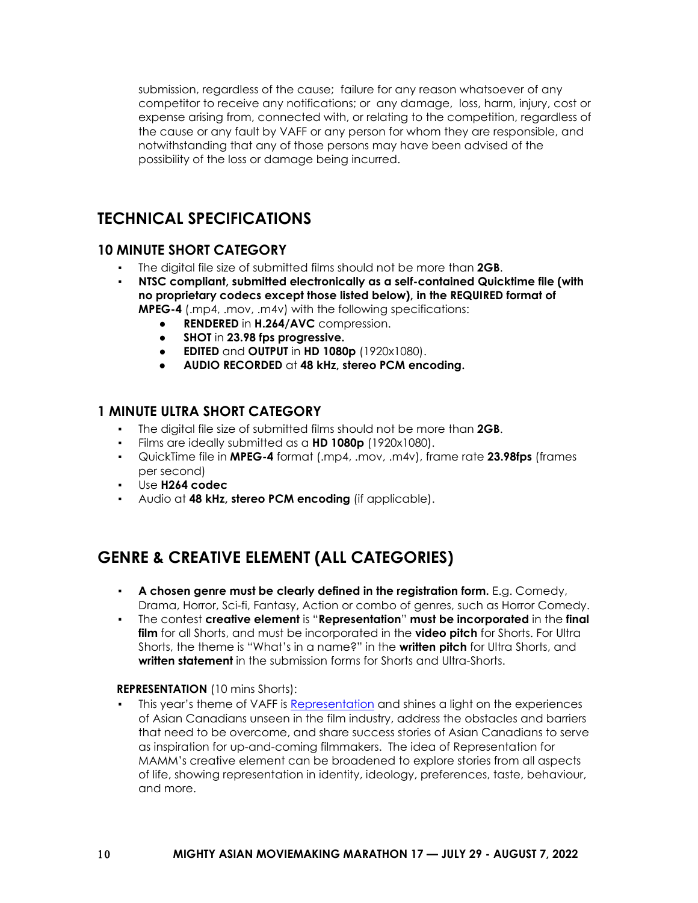submission, regardless of the cause; failure for any reason whatsoever of any competitor to receive any notifications; or any damage, loss, harm, injury, cost or expense arising from, connected with, or relating to the competition, regardless of the cause or any fault by VAFF or any person for whom they are responsible, and notwithstanding that any of those persons may have been advised of the possibility of the loss or damage being incurred.

## TECHNICAL SPECIFICATIONS

### 10 MINUTE SHORT CATEGORY

- The digital file size of submitted films should not be more than **2GB**.
- **NTSC compliant, submitted electronically as a self-contained Quicktime file (with no proprietary codecs except those listed below), in the REQUIRED format of MPEG-4** (.mp4, .mov, .m4v) with the following specifications:
  - **RENDERED** in **H.264/AVC** compression.
  - **SHOT** in **23.98 fps progressive.**
  - **EDITED** and **OUTPUT** in **HD 1080p** (1920x1080).
  - **AUDIO RECORDED** at **48 kHz, stereo PCM encoding.**

### 1 MINUTE ULTRA SHORT CATEGORY

- The digital file size of submitted films should not be more than **2GB**.
- Films are ideally submitted as a **HD 1080p** (1920x1080).
- QuickTime file in **MPEG-4** format (.mp4, .mov, .m4v), frame rate **23.98fps** (frames per second)
- Use **H264 codec**
- Audio at **48 kHz, stereo PCM encoding** (if applicable).

## GENRE & CREATIVE ELEMENT (ALL CATEGORIES)

- **A chosen genre must be clearly defined in the registration form.** E.g. Comedy, Drama, Horror, Sci-fi, Fantasy, Action or combo of genres, such as Horror Comedy.
- The contest **creative element** is "**Representation**" **must be incorporated** in the **final film** for all Shorts, and must be incorporated in the **video pitch** for Shorts. For Ultra Shorts, the theme is "What's in a name?" in the **written pitch** for Ultra Shorts, and **written statement** in the submission forms for Shorts and Ultra-Shorts.

**REPRESENTATION** (10 mins Shorts):

- This year's theme of VAFF is Representation and shines a light on the experiences of Asian Canadians unseen in the film industry, address the obstacles and barriers that need to be overcome, and share success stories of Asian Canadians to serve as inspiration for up-and-coming filmmakers. The idea of Representation for MAMM's creative element can be broadened to explore stories from all aspects of life, showing representation in identity, ideology, preferences, taste, behaviour, and more.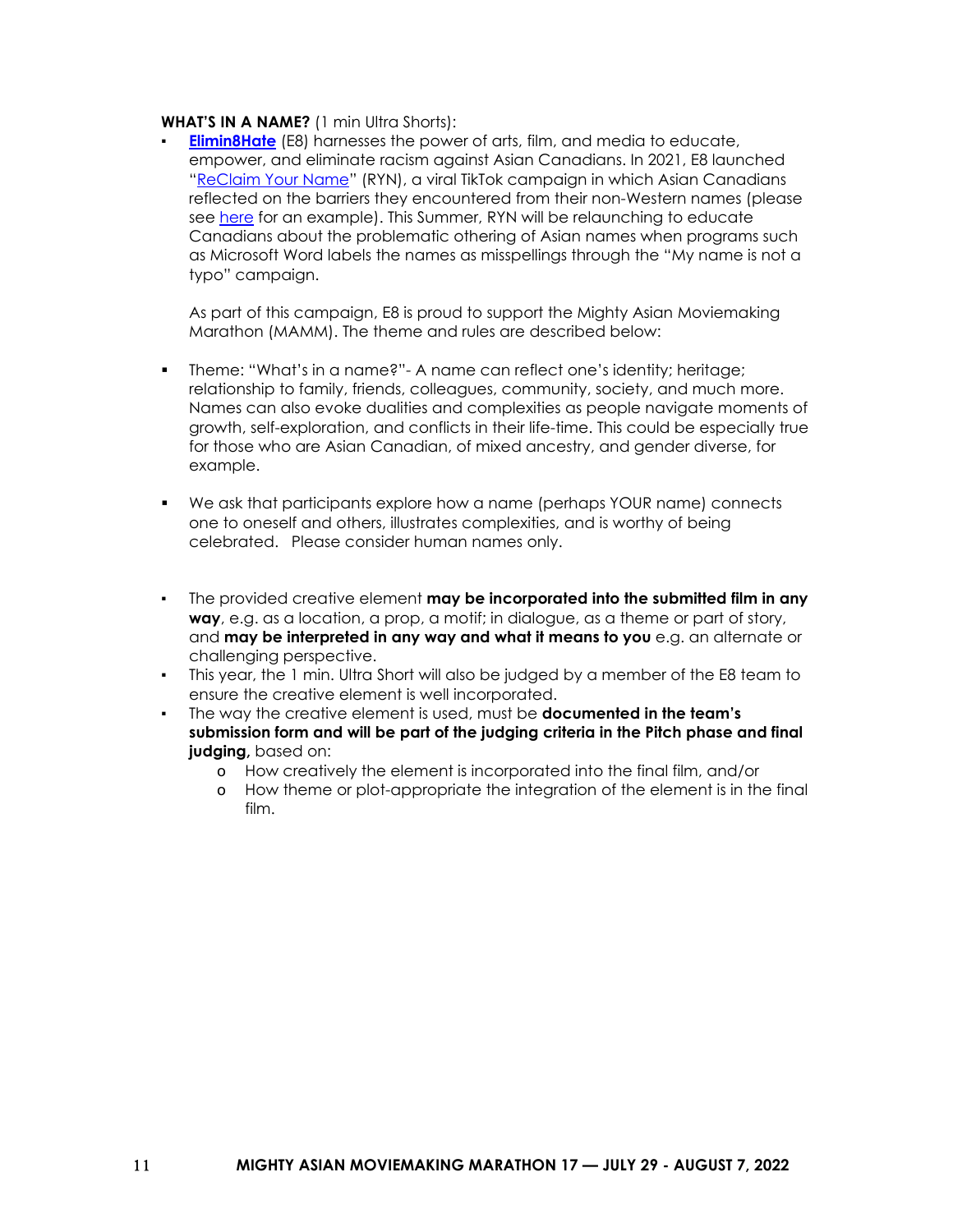**WHAT'S IN A NAME?** (1 min Ultra Shorts):

- **Elimin8Hate** (E8) harnesses the power of arts, film, and media to educate, empower, and eliminate racism against Asian Canadians. In 2021, E8 launched "ReClaim Your Name" (RYN), a viral TikTok campaign in which Asian Canadians reflected on the barriers they encountered from their non-Western names (please see here for an example). This Summer, RYN will be relaunching to educate Canadians about the problematic othering of Asian names when programs such as Microsoft Word labels the names as misspellings through the "My name is not a typo" campaign.

  As part of this campaign, E8 is proud to support the Mighty Asian Moviemaking Marathon (MAMM). The theme and rules are described below:

- Theme: "What's in a name?"- A name can reflect one's identity; heritage; relationship to family, friends, colleagues, community, society, and much more. Names can also evoke dualities and complexities as people navigate moments of growth, self-exploration, and conflicts in their life-time. This could be especially true for those who are Asian Canadian, of mixed ancestry, and gender diverse, for example.

- We ask that participants explore how a name (perhaps YOUR name) connects one to oneself and others, illustrates complexities, and is worthy of being celebrated. Please consider human names only.

- The provided creative element **may be incorporated into the submitted film in any way**, e.g. as a location, a prop, a motif; in dialogue, as a theme or part of story, and **may be interpreted in any way and what it means to you** e.g. an alternate or challenging perspective.
- This year, the 1 min. Ultra Short will also be judged by a member of the E8 team to ensure the creative element is well incorporated.
- The way the creative element is used, must be **documented in the team's submission form and will be part of the judging criteria in the Pitch phase and final judging,** based on:
  - How creatively the element is incorporated into the final film, and/or
  - How theme or plot-appropriate the integration of the element is in the final film.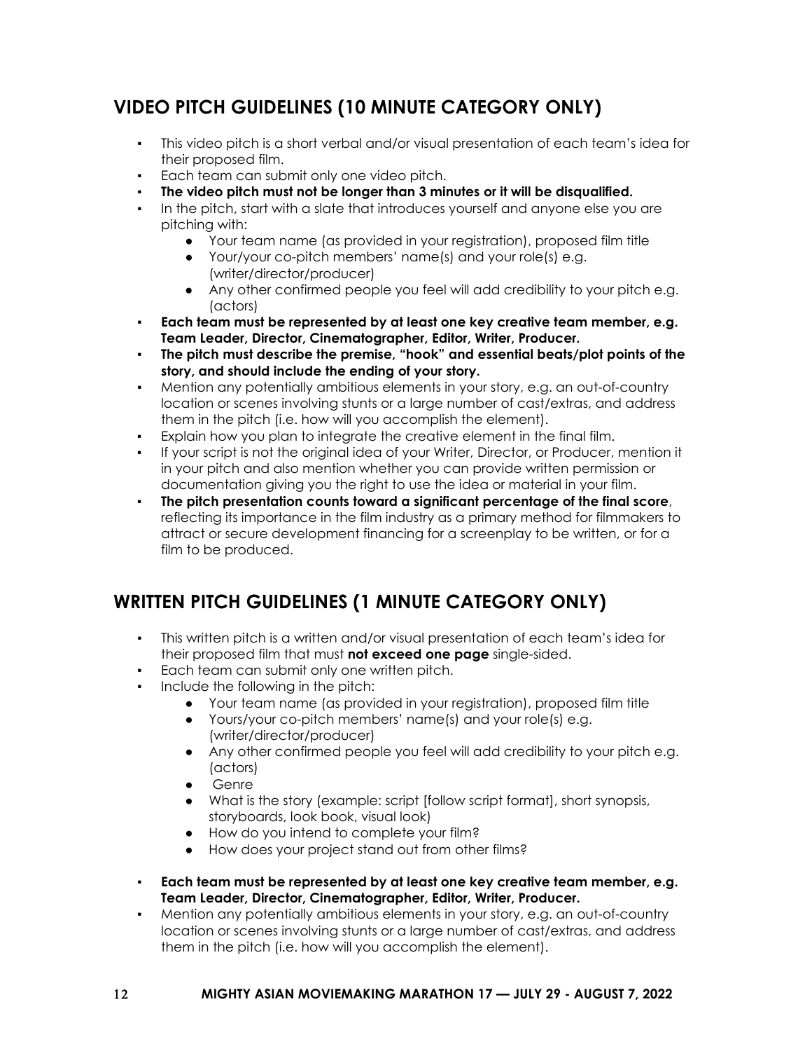## VIDEO PITCH GUIDELINES (10 MINUTE CATEGORY ONLY)

- This video pitch is a short verbal and/or visual presentation of each team's idea for their proposed film.
- Each team can submit only one video pitch.
- **The video pitch must not be longer than 3 minutes or it will be disqualified.**
- In the pitch, start with a slate that introduces yourself and anyone else you are pitching with:
    - Your team name (as provided in your registration), proposed film title
    - Your/your co-pitch members' name(s) and your role(s) e.g. (writer/director/producer)
    - Any other confirmed people you feel will add credibility to your pitch e.g. (actors)
- **Each team must be represented by at least one key creative team member, e.g. Team Leader, Director, Cinematographer, Editor, Writer, Producer.**
- **The pitch must describe the premise, "hook" and essential beats/plot points of the story, and should include the ending of your story.**
- Mention any potentially ambitious elements in your story, e.g. an out-of-country location or scenes involving stunts or a large number of cast/extras, and address them in the pitch (i.e. how will you accomplish the element).
- Explain how you plan to integrate the creative element in the final film.
- If your script is not the original idea of your Writer, Director, or Producer, mention it in your pitch and also mention whether you can provide written permission or documentation giving you the right to use the idea or material in your film.
- **The pitch presentation counts toward a significant percentage of the final score**, reflecting its importance in the film industry as a primary method for filmmakers to attract or secure development financing for a screenplay to be written, or for a film to be produced.

## WRITTEN PITCH GUIDELINES (1 MINUTE CATEGORY ONLY)

- This written pitch is a written and/or visual presentation of each team's idea for their proposed film that must **not exceed one page** single-sided.
- Each team can submit only one written pitch.
- Include the following in the pitch:
    - Your team name (as provided in your registration), proposed film title
    - Yours/your co-pitch members' name(s) and your role(s) e.g. (writer/director/producer)
    - Any other confirmed people you feel will add credibility to your pitch e.g. (actors)
    - Genre
    - What is the story (example: script [follow script format], short synopsis, storyboards, look book, visual look)
    - How do you intend to complete your film?
    - How does your project stand out from other films?
- **Each team must be represented by at least one key creative team member, e.g. Team Leader, Director, Cinematographer, Editor, Writer, Producer.**
- Mention any potentially ambitious elements in your story, e.g. an out-of-country location or scenes involving stunts or a large number of cast/extras, and address them in the pitch (i.e. how will you accomplish the element).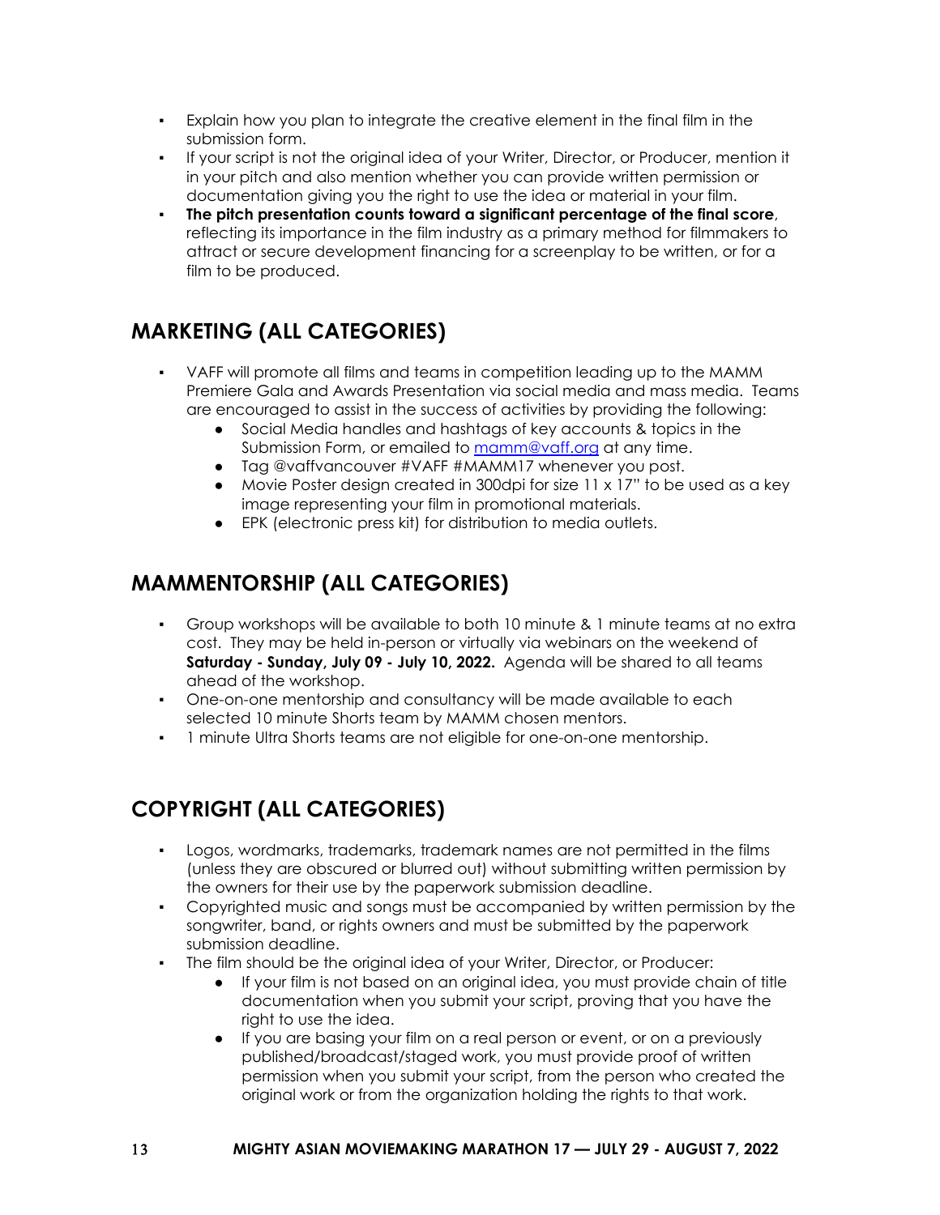- Explain how you plan to integrate the creative element in the final film in the submission form.
- If your script is not the original idea of your Writer, Director, or Producer, mention it in your pitch and also mention whether you can provide written permission or documentation giving you the right to use the idea or material in your film.
- **The pitch presentation counts toward a significant percentage of the final score**, reflecting its importance in the film industry as a primary method for filmmakers to attract or secure development financing for a screenplay to be written, or for a film to be produced.

## MARKETING (ALL CATEGORIES)

- VAFF will promote all films and teams in competition leading up to the MAMM Premiere Gala and Awards Presentation via social media and mass media. Teams are encouraged to assist in the success of activities by providing the following:
  - Social Media handles and hashtags of key accounts & topics in the Submission Form, or emailed to mamm@vaff.org at any time.
  - Tag @vaffvancouver #VAFF #MAMM17 whenever you post.
  - Movie Poster design created in 300dpi for size 11 x 17" to be used as a key image representing your film in promotional materials.
  - EPK (electronic press kit) for distribution to media outlets.

## MAMMENTORSHIP (ALL CATEGORIES)

- Group workshops will be available to both 10 minute & 1 minute teams at no extra cost. They may be held in-person or virtually via webinars on the weekend of **Saturday - Sunday, July 09 - July 10, 2022.** Agenda will be shared to all teams ahead of the workshop.
- One-on-one mentorship and consultancy will be made available to each selected 10 minute Shorts team by MAMM chosen mentors.
- 1 minute Ultra Shorts teams are not eligible for one-on-one mentorship.

## COPYRIGHT (ALL CATEGORIES)

- Logos, wordmarks, trademarks, trademark names are not permitted in the films (unless they are obscured or blurred out) without submitting written permission by the owners for their use by the paperwork submission deadline.
- Copyrighted music and songs must be accompanied by written permission by the songwriter, band, or rights owners and must be submitted by the paperwork submission deadline.
- The film should be the original idea of your Writer, Director, or Producer:
  - If your film is not based on an original idea, you must provide chain of title documentation when you submit your script, proving that you have the right to use the idea.
  - If you are basing your film on a real person or event, or on a previously published/broadcast/staged work, you must provide proof of written permission when you submit your script, from the person who created the original work or from the organization holding the rights to that work.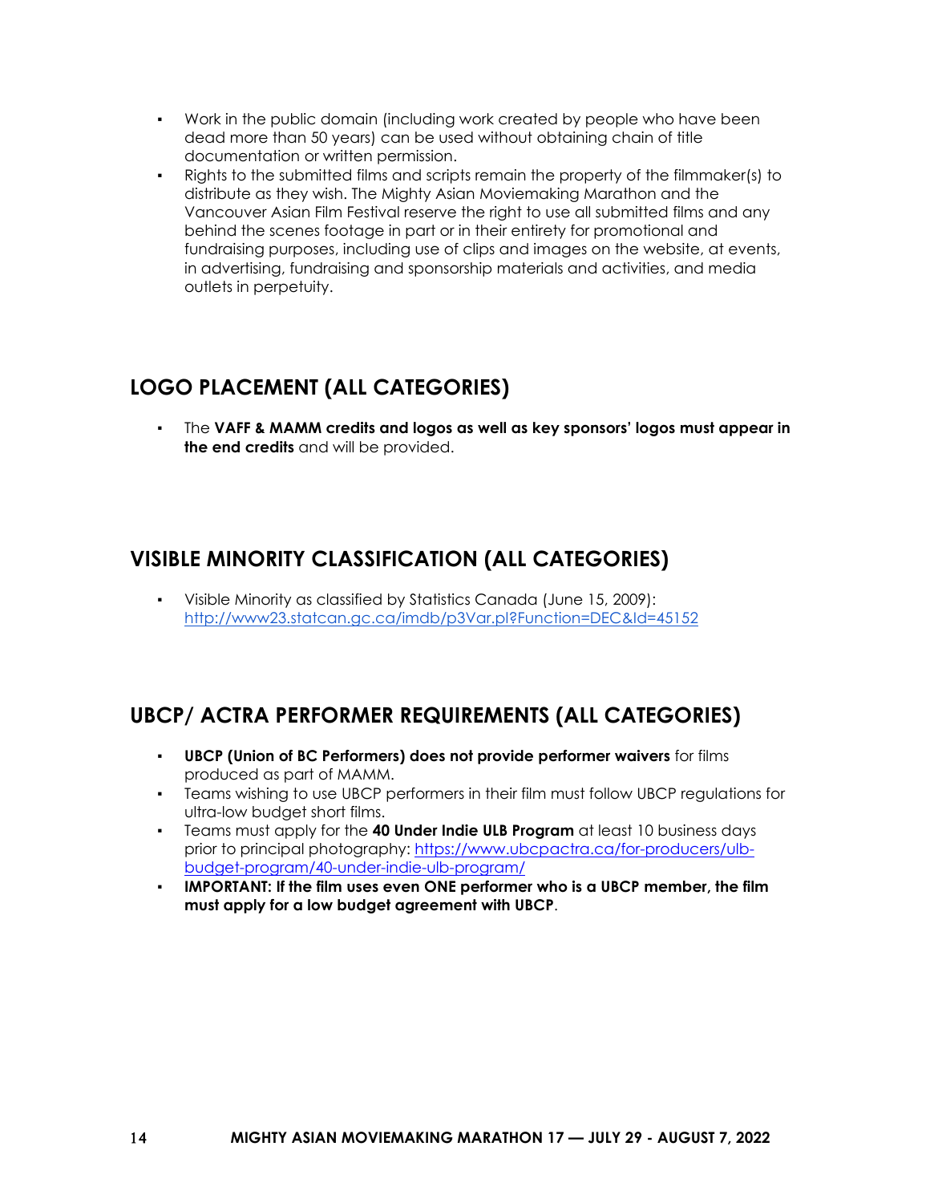- Work in the public domain (including work created by people who have been dead more than 50 years) can be used without obtaining chain of title documentation or written permission.
- Rights to the submitted films and scripts remain the property of the filmmaker(s) to distribute as they wish. The Mighty Asian Moviemaking Marathon and the Vancouver Asian Film Festival reserve the right to use all submitted films and any behind the scenes footage in part or in their entirety for promotional and fundraising purposes, including use of clips and images on the website, at events, in advertising, fundraising and sponsorship materials and activities, and media outlets in perpetuity.

## LOGO PLACEMENT (ALL CATEGORIES)

- The **VAFF & MAMM credits and logos as well as key sponsors' logos must appear in the end credits** and will be provided.

## VISIBLE MINORITY CLASSIFICATION (ALL CATEGORIES)

- Visible Minority as classified by Statistics Canada (June 15, 2009): http://www23.statcan.gc.ca/imdb/p3Var.pl?Function=DEC&Id=45152

## UBCP/ ACTRA PERFORMER REQUIREMENTS (ALL CATEGORIES)

- **UBCP (Union of BC Performers) does not provide performer waivers** for films produced as part of MAMM.
- Teams wishing to use UBCP performers in their film must follow UBCP regulations for ultra-low budget short films.
- Teams must apply for the **40 Under Indie ULB Program** at least 10 business days prior to principal photography: https://www.ubcpactra.ca/for-producers/ulb-budget-program/40-under-indie-ulb-program/
- **IMPORTANT: If the film uses even ONE performer who is a UBCP member, the film must apply for a low budget agreement with UBCP**.